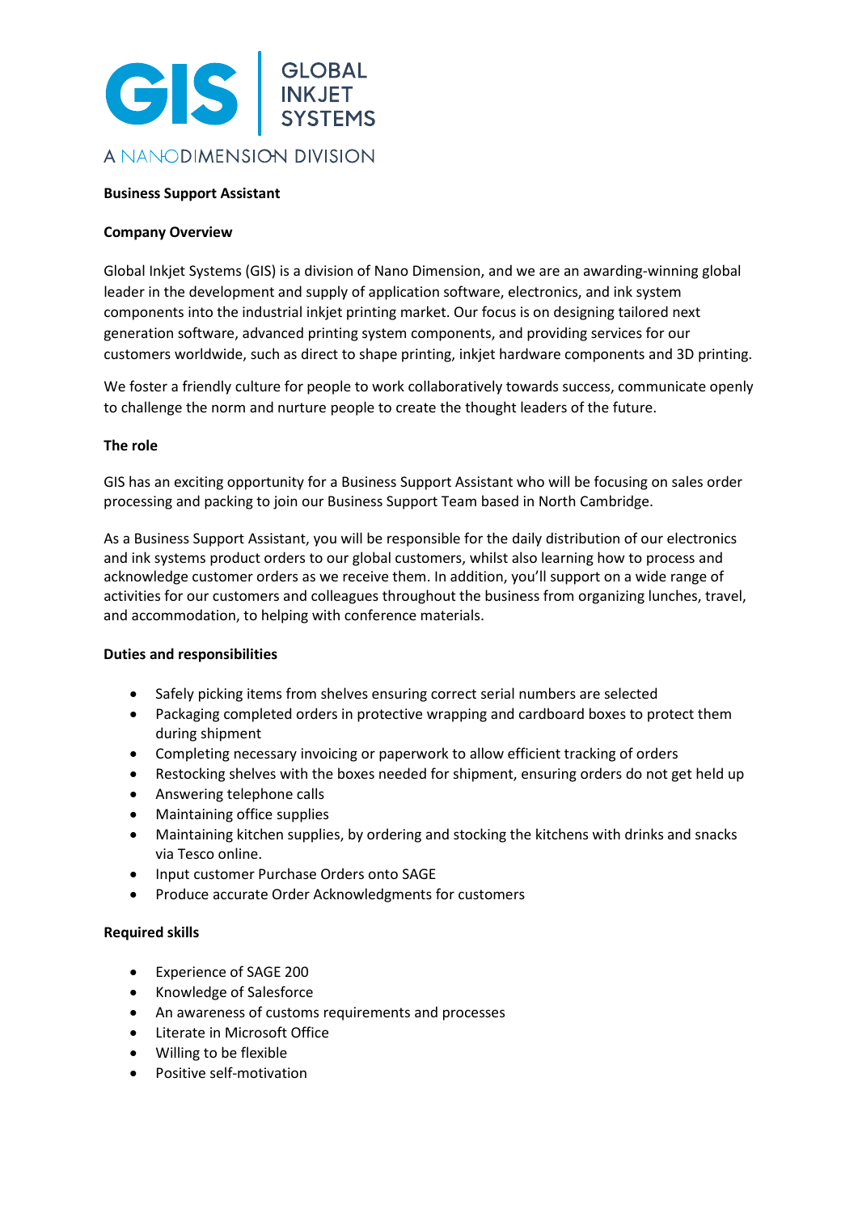GIS | GLOBAL INKJET SYSTEMS

A NANODIMENSION DIVISION

**Business Support Assistant**

**Company Overview**

Global Inkjet Systems (GIS) is a division of Nano Dimension, and we are an awarding-winning global leader in the development and supply of application software, electronics, and ink system components into the industrial inkjet printing market. Our focus is on designing tailored next generation software, advanced printing system components, and providing services for our customers worldwide, such as direct to shape printing, inkjet hardware components and 3D printing.

We foster a friendly culture for people to work collaboratively towards success, communicate openly to challenge the norm and nurture people to create the thought leaders of the future.

**The role**

GIS has an exciting opportunity for a Business Support Assistant who will be focusing on sales order processing and packing to join our Business Support Team based in North Cambridge.

As a Business Support Assistant, you will be responsible for the daily distribution of our electronics and ink systems product orders to our global customers, whilst also learning how to process and acknowledge customer orders as we receive them. In addition, you'll support on a wide range of activities for our customers and colleagues throughout the business from organizing lunches, travel, and accommodation, to helping with conference materials.

**Duties and responsibilities**

- Safely picking items from shelves ensuring correct serial numbers are selected
- Packaging completed orders in protective wrapping and cardboard boxes to protect them during shipment
- Completing necessary invoicing or paperwork to allow efficient tracking of orders
- Restocking shelves with the boxes needed for shipment, ensuring orders do not get held up
- Answering telephone calls
- Maintaining office supplies
- Maintaining kitchen supplies, by ordering and stocking the kitchens with drinks and snacks via Tesco online.
- Input customer Purchase Orders onto SAGE
- Produce accurate Order Acknowledgments for customers

**Required skills**

- Experience of SAGE 200
- Knowledge of Salesforce
- An awareness of customs requirements and processes
- Literate in Microsoft Office
- Willing to be flexible
- Positive self-motivation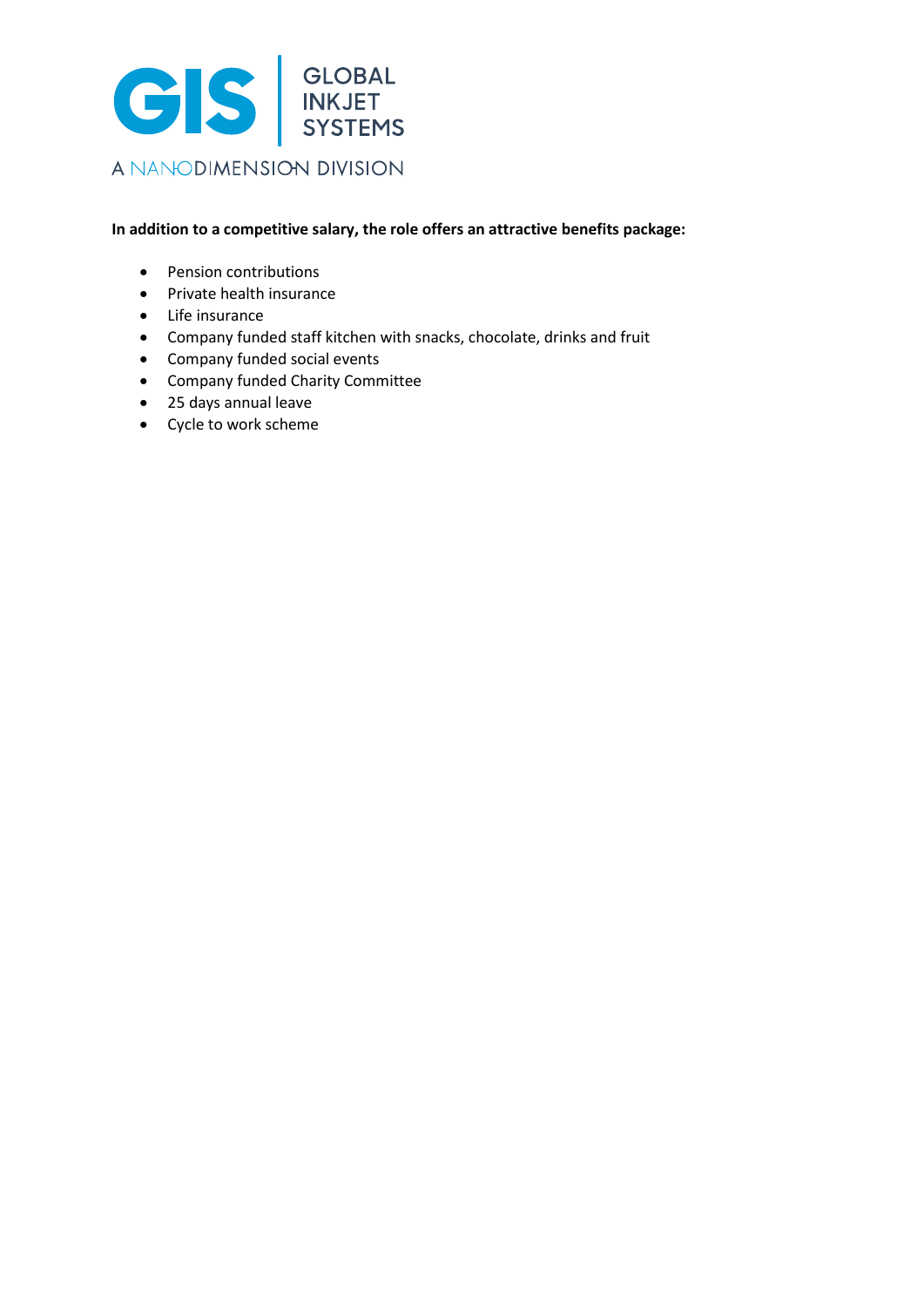GIS | GLOBAL INKJET SYSTEMS

A NANODIMENSION DIVISION

**In addition to a competitive salary, the role offers an attractive benefits package:**

- Pension contributions
- Private health insurance
- Life insurance
- Company funded staff kitchen with snacks, chocolate, drinks and fruit
- Company funded social events
- Company funded Charity Committee
- 25 days annual leave
- Cycle to work scheme